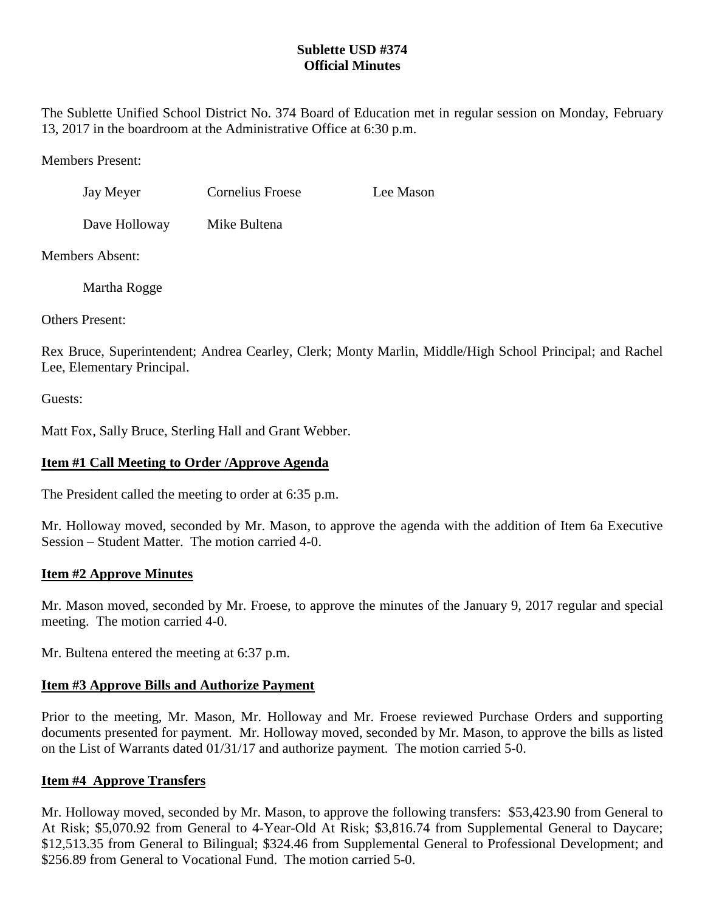**Sublette USD #374**
**Official Minutes**

The Sublette Unified School District No. 374 Board of Education met in regular session on Monday, February 13, 2017 in the boardroom at the Administrative Office at 6:30 p.m.

Members Present:

| | | |
|---|---|---|
| Jay Meyer | Cornelius Froese | Lee Mason |
| Dave Holloway | Mike Bultena | |

Members Absent:

Martha Rogge

Others Present:

Rex Bruce, Superintendent; Andrea Cearley, Clerk; Monty Marlin, Middle/High School Principal; and Rachel Lee, Elementary Principal.

Guests:

Matt Fox, Sally Bruce, Sterling Hall and Grant Webber.

## Item #1 Call Meeting to Order /Approve Agenda

The President called the meeting to order at 6:35 p.m.

Mr. Holloway moved, seconded by Mr. Mason, to approve the agenda with the addition of Item 6a Executive Session – Student Matter. The motion carried 4-0.

## Item #2 Approve Minutes

Mr. Mason moved, seconded by Mr. Froese, to approve the minutes of the January 9, 2017 regular and special meeting. The motion carried 4-0.

Mr. Bultena entered the meeting at 6:37 p.m.

## Item #3 Approve Bills and Authorize Payment

Prior to the meeting, Mr. Mason, Mr. Holloway and Mr. Froese reviewed Purchase Orders and supporting documents presented for payment. Mr. Holloway moved, seconded by Mr. Mason, to approve the bills as listed on the List of Warrants dated 01/31/17 and authorize payment. The motion carried 5-0.

## Item #4 Approve Transfers

Mr. Holloway moved, seconded by Mr. Mason, to approve the following transfers: $53,423.90 from General to At Risk; $5,070.92 from General to 4-Year-Old At Risk; $3,816.74 from Supplemental General to Daycare; $12,513.35 from General to Bilingual; $324.46 from Supplemental General to Professional Development; and $256.89 from General to Vocational Fund. The motion carried 5-0.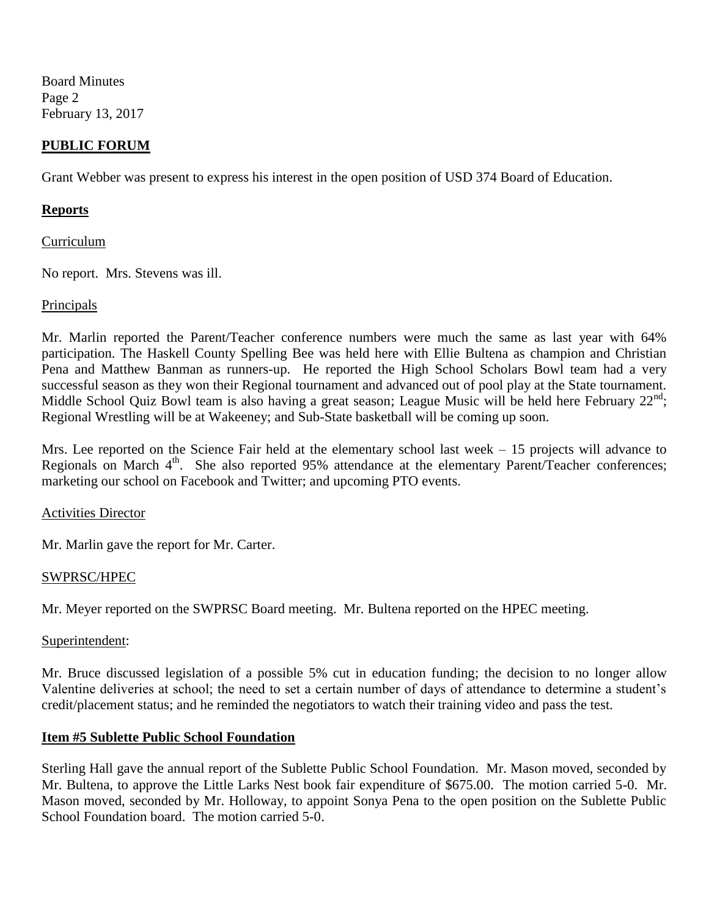## PUBLIC FORUM

Grant Webber was present to express his interest in the open position of USD 374 Board of Education.

## Reports

Curriculum

No report. Mrs. Stevens was ill.

Principals

Mr. Marlin reported the Parent/Teacher conference numbers were much the same as last year with 64% participation. The Haskell County Spelling Bee was held here with Ellie Bultena as champion and Christian Pena and Matthew Banman as runners-up. He reported the High School Scholars Bowl team had a very successful season as they won their Regional tournament and advanced out of pool play at the State tournament. Middle School Quiz Bowl team is also having a great season; League Music will be held here February 22nd; Regional Wrestling will be at Wakeeney; and Sub-State basketball will be coming up soon.

Mrs. Lee reported on the Science Fair held at the elementary school last week – 15 projects will advance to Regionals on March 4th. She also reported 95% attendance at the elementary Parent/Teacher conferences; marketing our school on Facebook and Twitter; and upcoming PTO events.

Activities Director

Mr. Marlin gave the report for Mr. Carter.

SWPRSC/HPEC

Mr. Meyer reported on the SWPRSC Board meeting. Mr. Bultena reported on the HPEC meeting.

Superintendent:

Mr. Bruce discussed legislation of a possible 5% cut in education funding; the decision to no longer allow Valentine deliveries at school; the need to set a certain number of days of attendance to determine a student's credit/placement status; and he reminded the negotiators to watch their training video and pass the test.

## Item #5 Sublette Public School Foundation

Sterling Hall gave the annual report of the Sublette Public School Foundation. Mr. Mason moved, seconded by Mr. Bultena, to approve the Little Larks Nest book fair expenditure of $675.00. The motion carried 5-0. Mr. Mason moved, seconded by Mr. Holloway, to appoint Sonya Pena to the open position on the Sublette Public School Foundation board. The motion carried 5-0.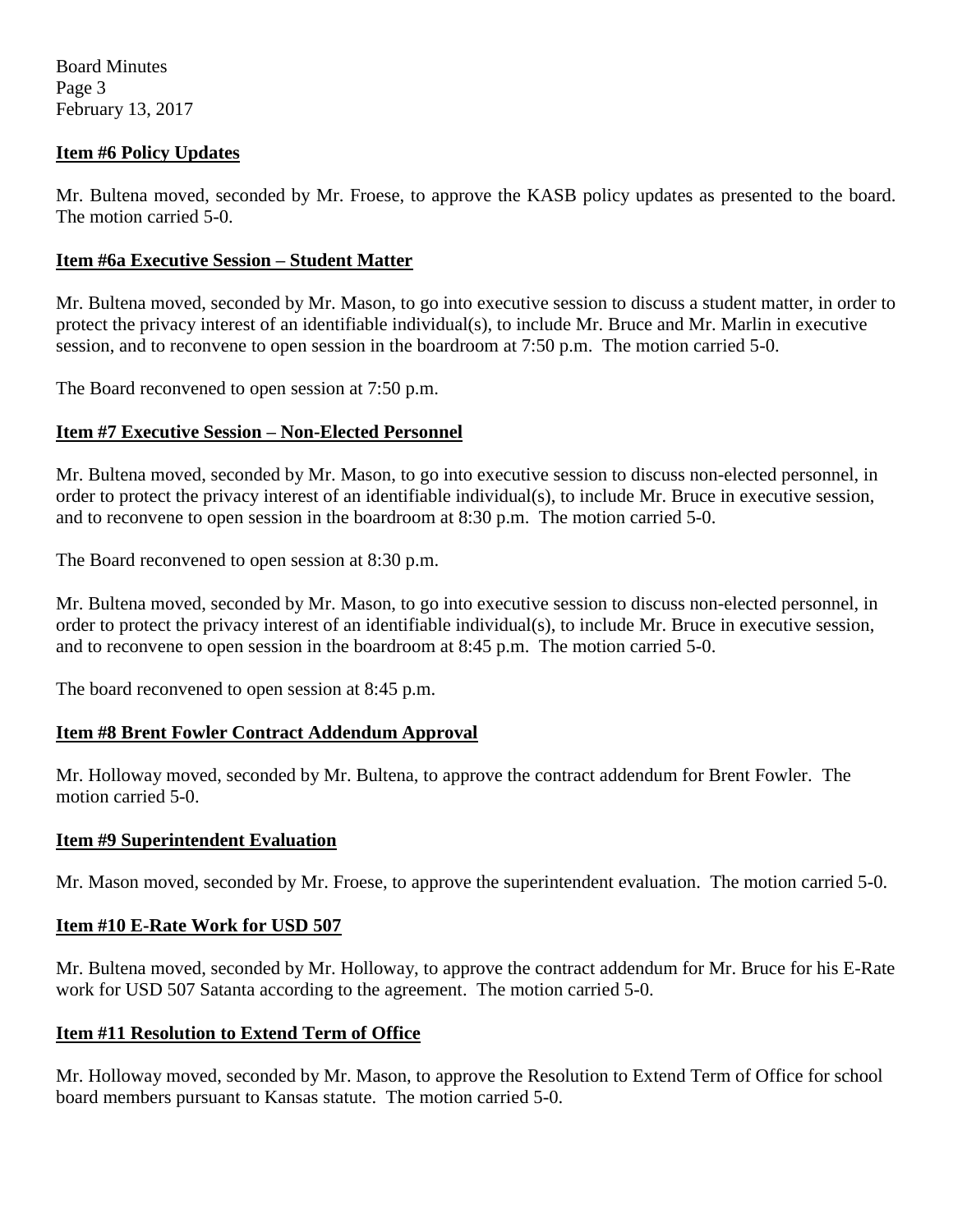**Item #6 Policy Updates**

Mr. Bultena moved, seconded by Mr. Froese, to approve the KASB policy updates as presented to the board. The motion carried 5-0.

**Item #6a Executive Session – Student Matter**

Mr. Bultena moved, seconded by Mr. Mason, to go into executive session to discuss a student matter, in order to protect the privacy interest of an identifiable individual(s), to include Mr. Bruce and Mr. Marlin in executive session, and to reconvene to open session in the boardroom at 7:50 p.m. The motion carried 5-0.

The Board reconvened to open session at 7:50 p.m.

**Item #7 Executive Session – Non-Elected Personnel**

Mr. Bultena moved, seconded by Mr. Mason, to go into executive session to discuss non-elected personnel, in order to protect the privacy interest of an identifiable individual(s), to include Mr. Bruce in executive session, and to reconvene to open session in the boardroom at 8:30 p.m. The motion carried 5-0.

The Board reconvened to open session at 8:30 p.m.

Mr. Bultena moved, seconded by Mr. Mason, to go into executive session to discuss non-elected personnel, in order to protect the privacy interest of an identifiable individual(s), to include Mr. Bruce in executive session, and to reconvene to open session in the boardroom at 8:45 p.m. The motion carried 5-0.

The board reconvened to open session at 8:45 p.m.

**Item #8 Brent Fowler Contract Addendum Approval**

Mr. Holloway moved, seconded by Mr. Bultena, to approve the contract addendum for Brent Fowler. The motion carried 5-0.

**Item #9 Superintendent Evaluation**

Mr. Mason moved, seconded by Mr. Froese, to approve the superintendent evaluation. The motion carried 5-0.

**Item #10 E-Rate Work for USD 507**

Mr. Bultena moved, seconded by Mr. Holloway, to approve the contract addendum for Mr. Bruce for his E-Rate work for USD 507 Satanta according to the agreement. The motion carried 5-0.

**Item #11 Resolution to Extend Term of Office**

Mr. Holloway moved, seconded by Mr. Mason, to approve the Resolution to Extend Term of Office for school board members pursuant to Kansas statute. The motion carried 5-0.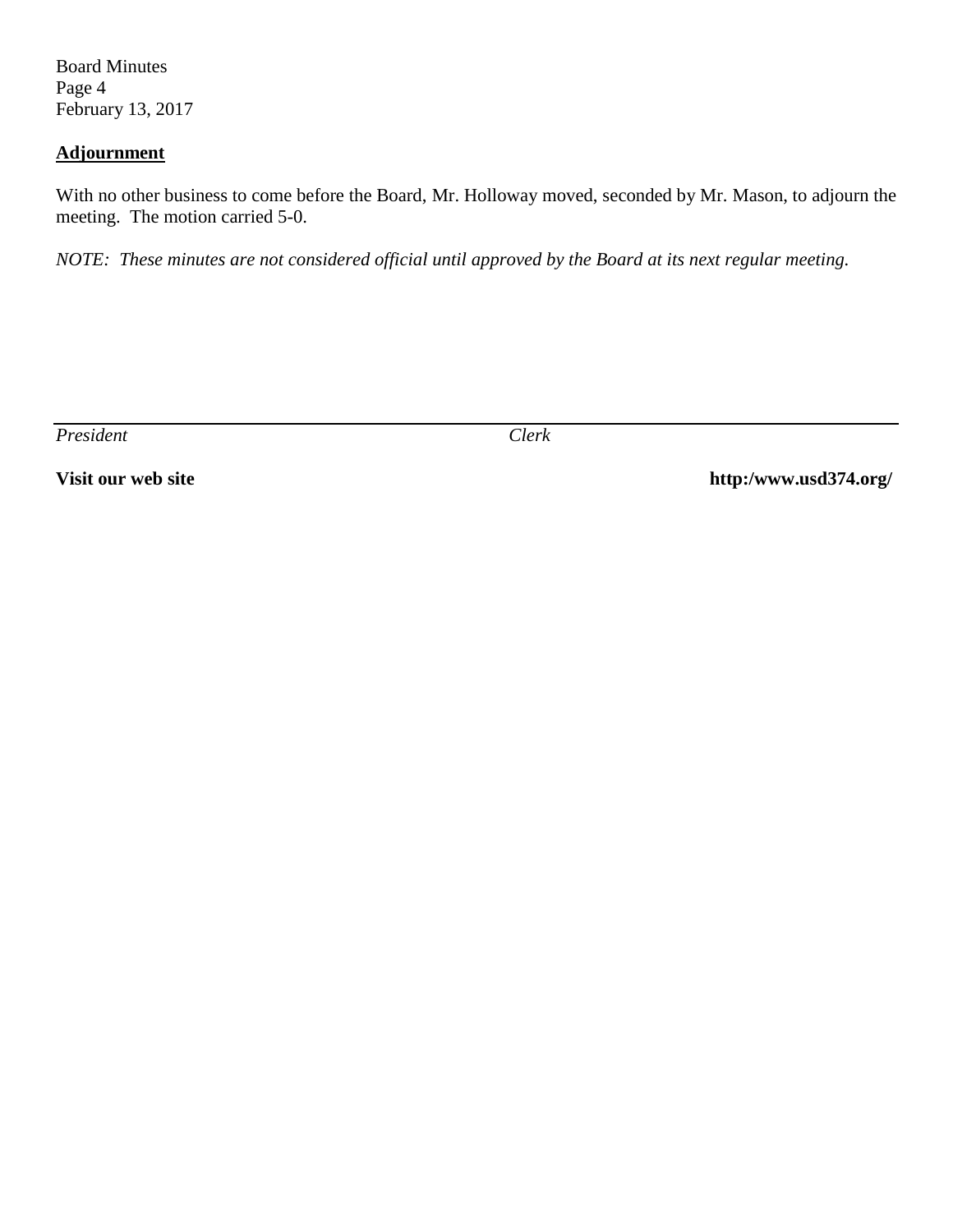## Adjournment

With no other business to come before the Board, Mr. Holloway moved, seconded by Mr. Mason, to adjourn the meeting. The motion carried 5-0.

*NOTE: These minutes are not considered official until approved by the Board at its next regular meeting.*

*President* *Clerk*

**Visit our web site** **http:/www.usd374.org/**